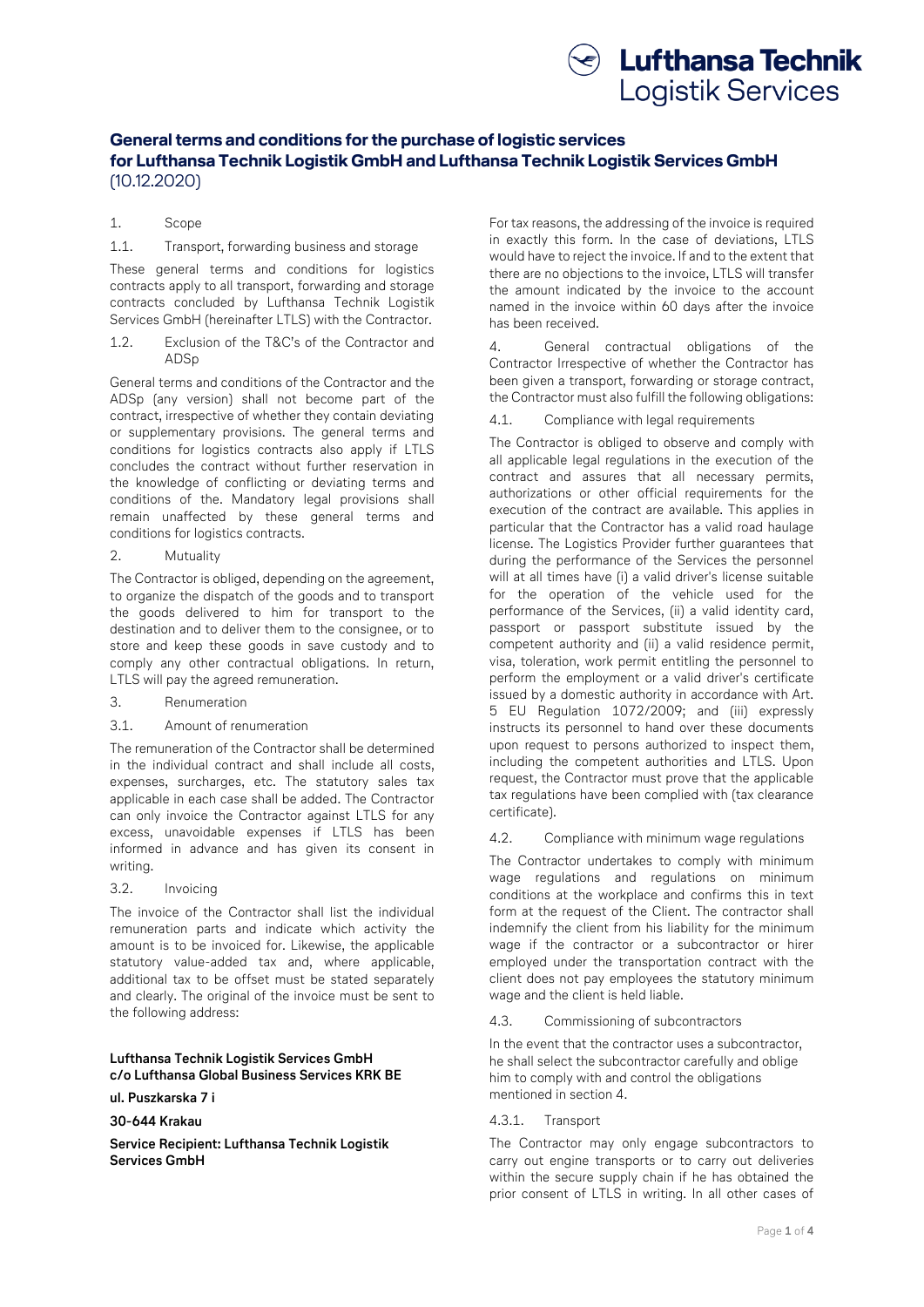# General terms and conditions for the purchase of logistic services for Lufthansa Technik Logistik GmbH and Lufthansa Technik Logistik Services GmbH

(10.12.2020)

1. Scope

1.1. Transport, forwarding business and storage

These general terms and conditions for logistics contracts apply to all transport, forwarding and storage contracts concluded by Lufthansa Technik Logistik Services GmbH (hereinafter LTLS) with the Contractor.

1.2. Exclusion of the T&C's of the Contractor and ADSp

General terms and conditions of the Contractor and the ADSp (any version) shall not become part of the contract, irrespective of whether they contain deviating or supplementary provisions. The general terms and conditions for logistics contracts also apply if LTLS concludes the contract without further reservation in the knowledge of conflicting or deviating terms and conditions of the. Mandatory legal provisions shall remain unaffected by these general terms and conditions for logistics contracts.

2. Mutuality

The Contractor is obliged, depending on the agreement, to organize the dispatch of the goods and to transport the goods delivered to him for transport to the destination and to deliver them to the consignee, or to store and keep these goods in save custody and to comply any other contractual obligations. In return, LTLS will pay the agreed remuneration.

3. Renumeration

3.1. Amount of renumeration

The remuneration of the Contractor shall be determined in the individual contract and shall include all costs, expenses, surcharges, etc. The statutory sales tax applicable in each case shall be added. The Contractor can only invoice the Contractor against LTLS for any excess, unavoidable expenses if LTLS has been informed in advance and has given its consent in writing.

3.2. Invoicing

The invoice of the Contractor shall list the individual remuneration parts and indicate which activity the amount is to be invoiced for. Likewise, the applicable statutory value-added tax and, where applicable, additional tax to be offset must be stated separately and clearly. The original of the invoice must be sent to the following address:

**Lufthansa Technik Logistik Services GmbH**
**c/o Lufthansa Global Business Services KRK BE**

**ul. Puszkarska 7 i**

**30-644 Krakau**

**Service Recipient: Lufthansa Technik Logistik Services GmbH**

For tax reasons, the addressing of the invoice is required in exactly this form. In the case of deviations, LTLS would have to reject the invoice. If and to the extent that there are no objections to the invoice, LTLS will transfer the amount indicated by the invoice to the account named in the invoice within 60 days after the invoice has been received.

4. General contractual obligations of the Contractor Irrespective of whether the Contractor has been given a transport, forwarding or storage contract, the Contractor must also fulfill the following obligations:

4.1. Compliance with legal requirements

The Contractor is obliged to observe and comply with all applicable legal regulations in the execution of the contract and assures that all necessary permits, authorizations or other official requirements for the execution of the contract are available. This applies in particular that the Contractor has a valid road haulage license. The Logistics Provider further guarantees that during the performance of the Services the personnel will at all times have (i) a valid driver's license suitable for the operation of the vehicle used for the performance of the Services, (ii) a valid identity card, passport or passport substitute issued by the competent authority and (ii) a valid residence permit, visa, toleration, work permit entitling the personnel to perform the employment or a valid driver's certificate issued by a domestic authority in accordance with Art. 5 EU Regulation 1072/2009; and (iii) expressly instructs its personnel to hand over these documents upon request to persons authorized to inspect them, including the competent authorities and LTLS. Upon request, the Contractor must prove that the applicable tax regulations have been complied with (tax clearance certificate).

4.2. Compliance with minimum wage regulations

The Contractor undertakes to comply with minimum wage regulations and regulations on minimum conditions at the workplace and confirms this in text form at the request of the Client. The contractor shall indemnify the client from his liability for the minimum wage if the contractor or a subcontractor or hirer employed under the transportation contract with the client does not pay employees the statutory minimum wage and the client is held liable.

4.3. Commissioning of subcontractors

In the event that the contractor uses a subcontractor, he shall select the subcontractor carefully and oblige him to comply with and control the obligations mentioned in section 4.

4.3.1. Transport

The Contractor may only engage subcontractors to carry out engine transports or to carry out deliveries within the secure supply chain if he has obtained the prior consent of LTLS in writing. In all other cases of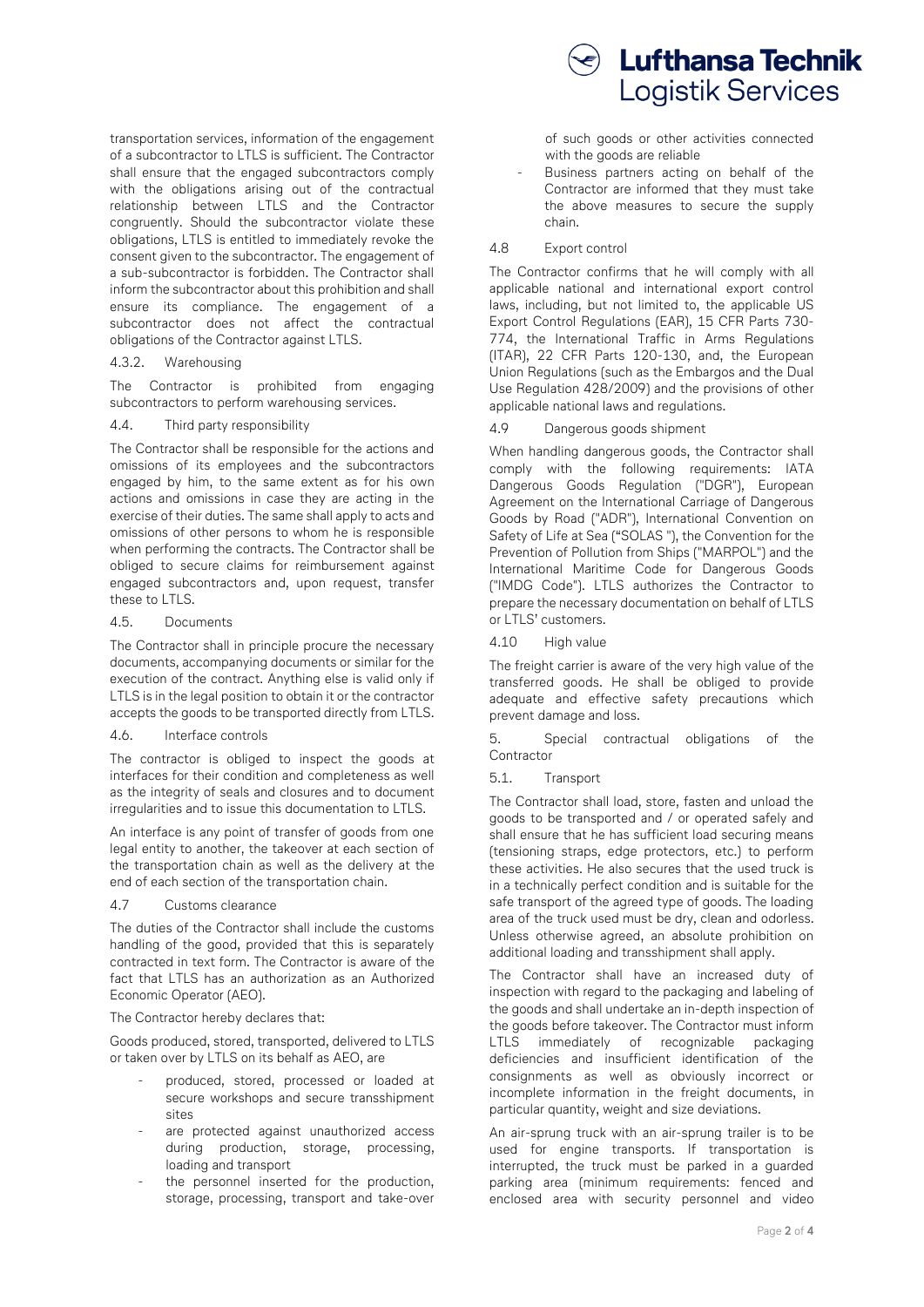transportation services, information of the engagement of a subcontractor to LTLS is sufficient. The Contractor shall ensure that the engaged subcontractors comply with the obligations arising out of the contractual relationship between LTLS and the Contractor congruently. Should the subcontractor violate these obligations, LTLS is entitled to immediately revoke the consent given to the subcontractor. The engagement of a sub-subcontractor is forbidden. The Contractor shall inform the subcontractor about this prohibition and shall ensure its compliance. The engagement of a subcontractor does not affect the contractual obligations of the Contractor against LTLS.

4.3.2. Warehousing

The Contractor is prohibited from engaging subcontractors to perform warehousing services.

4.4. Third party responsibility

The Contractor shall be responsible for the actions and omissions of its employees and the subcontractors engaged by him, to the same extent as for his own actions and omissions in case they are acting in the exercise of their duties. The same shall apply to acts and omissions of other persons to whom he is responsible when performing the contracts. The Contractor shall be obliged to secure claims for reimbursement against engaged subcontractors and, upon request, transfer these to LTLS.

4.5. Documents

The Contractor shall in principle procure the necessary documents, accompanying documents or similar for the execution of the contract. Anything else is valid only if LTLS is in the legal position to obtain it or the contractor accepts the goods to be transported directly from LTLS.

4.6. Interface controls

The contractor is obliged to inspect the goods at interfaces for their condition and completeness as well as the integrity of seals and closures and to document irregularities and to issue this documentation to LTLS.

An interface is any point of transfer of goods from one legal entity to another, the takeover at each section of the transportation chain as well as the delivery at the end of each section of the transportation chain.

4.7 Customs clearance

The duties of the Contractor shall include the customs handling of the good, provided that this is separately contracted in text form. The Contractor is aware of the fact that LTLS has an authorization as an Authorized Economic Operator (AEO).

The Contractor hereby declares that:

Goods produced, stored, transported, delivered to LTLS or taken over by LTLS on its behalf as AEO, are

- produced, stored, processed or loaded at secure workshops and secure transshipment sites
- are protected against unauthorized access during production, storage, processing, loading and transport
- the personnel inserted for the production, storage, processing, transport and take-over of such goods or other activities connected with the goods are reliable
- Business partners acting on behalf of the Contractor are informed that they must take the above measures to secure the supply chain.

4.8 Export control

The Contractor confirms that he will comply with all applicable national and international export control laws, including, but not limited to, the applicable US Export Control Regulations (EAR), 15 CFR Parts 730-774, the International Traffic in Arms Regulations (ITAR), 22 CFR Parts 120-130, and, the European Union Regulations (such as the Embargos and the Dual Use Regulation 428/2009) and the provisions of other applicable national laws and regulations.

4.9 Dangerous goods shipment

When handling dangerous goods, the Contractor shall comply with the following requirements: IATA Dangerous Goods Regulation ("DGR"), European Agreement on the International Carriage of Dangerous Goods by Road ("ADR"), International Convention on Safety of Life at Sea ("SOLAS "), the Convention for the Prevention of Pollution from Ships ("MARPOL") and the International Maritime Code for Dangerous Goods ("IMDG Code"). LTLS authorizes the Contractor to prepare the necessary documentation on behalf of LTLS or LTLS' customers.

4.10 High value

The freight carrier is aware of the very high value of the transferred goods. He shall be obliged to provide adequate and effective safety precautions which prevent damage and loss.

5. Special contractual obligations of the Contractor

5.1. Transport

The Contractor shall load, store, fasten and unload the goods to be transported and / or operated safely and shall ensure that he has sufficient load securing means (tensioning straps, edge protectors, etc.) to perform these activities. He also secures that the used truck is in a technically perfect condition and is suitable for the safe transport of the agreed type of goods. The loading area of the truck used must be dry, clean and odorless. Unless otherwise agreed, an absolute prohibition on additional loading and transshipment shall apply.

The Contractor shall have an increased duty of inspection with regard to the packaging and labeling of the goods and shall undertake an in-depth inspection of the goods before takeover. The Contractor must inform LTLS immediately of recognizable packaging deficiencies and insufficient identification of the consignments as well as obviously incorrect or incomplete information in the freight documents, in particular quantity, weight and size deviations.

An air-sprung truck with an air-sprung trailer is to be used for engine transports. If transportation is interrupted, the truck must be parked in a guarded parking area (minimum requirements: fenced and enclosed area with security personnel and video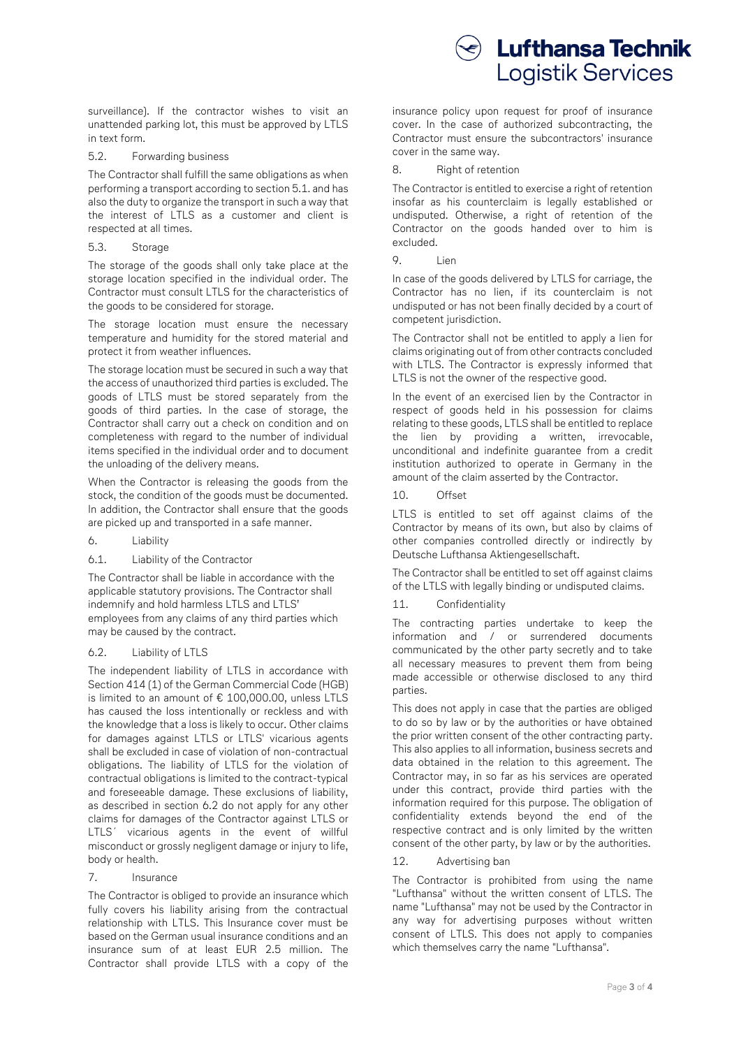surveillance). If the contractor wishes to visit an unattended parking lot, this must be approved by LTLS in text form.

### 5.2. Forwarding business

The Contractor shall fulfill the same obligations as when performing a transport according to section 5.1. and has also the duty to organize the transport in such a way that the interest of LTLS as a customer and client is respected at all times.

### 5.3. Storage

The storage of the goods shall only take place at the storage location specified in the individual order. The Contractor must consult LTLS for the characteristics of the goods to be considered for storage.

The storage location must ensure the necessary temperature and humidity for the stored material and protect it from weather influences.

The storage location must be secured in such a way that the access of unauthorized third parties is excluded. The goods of LTLS must be stored separately from the goods of third parties. In the case of storage, the Contractor shall carry out a check on condition and on completeness with regard to the number of individual items specified in the individual order and to document the unloading of the delivery means.

When the Contractor is releasing the goods from the stock, the condition of the goods must be documented. In addition, the Contractor shall ensure that the goods are picked up and transported in a safe manner.

## 6. Liability

### 6.1. Liability of the Contractor

The Contractor shall be liable in accordance with the applicable statutory provisions. The Contractor shall indemnify and hold harmless LTLS and LTLS' employees from any claims of any third parties which may be caused by the contract.

### 6.2. Liability of LTLS

The independent liability of LTLS in accordance with Section 414 (1) of the German Commercial Code (HGB) is limited to an amount of € 100,000.00, unless LTLS has caused the loss intentionally or reckless and with the knowledge that a loss is likely to occur. Other claims for damages against LTLS or LTLS' vicarious agents shall be excluded in case of violation of non-contractual obligations. The liability of LTLS for the violation of contractual obligations is limited to the contract-typical and foreseeable damage. These exclusions of liability, as described in section 6.2 do not apply for any other claims for damages of the Contractor against LTLS or LTLS´ vicarious agents in the event of willful misconduct or grossly negligent damage or injury to life, body or health.

## 7. Insurance

The Contractor is obliged to provide an insurance which fully covers his liability arising from the contractual relationship with LTLS. This Insurance cover must be based on the German usual insurance conditions and an insurance sum of at least EUR 2.5 million. The Contractor shall provide LTLS with a copy of the insurance policy upon request for proof of insurance cover. In the case of authorized subcontracting, the Contractor must ensure the subcontractors' insurance cover in the same way.

## 8. Right of retention

The Contractor is entitled to exercise a right of retention insofar as his counterclaim is legally established or undisputed. Otherwise, a right of retention of the Contractor on the goods handed over to him is excluded.

## 9. Lien

In case of the goods delivered by LTLS for carriage, the Contractor has no lien, if its counterclaim is not undisputed or has not been finally decided by a court of competent jurisdiction.

The Contractor shall not be entitled to apply a lien for claims originating out of from other contracts concluded with LTLS. The Contractor is expressly informed that LTLS is not the owner of the respective good.

In the event of an exercised lien by the Contractor in respect of goods held in his possession for claims relating to these goods, LTLS shall be entitled to replace the lien by providing a written, irrevocable, unconditional and indefinite guarantee from a credit institution authorized to operate in Germany in the amount of the claim asserted by the Contractor.

## 10. Offset

LTLS is entitled to set off against claims of the Contractor by means of its own, but also by claims of other companies controlled directly or indirectly by Deutsche Lufthansa Aktiengesellschaft.

The Contractor shall be entitled to set off against claims of the LTLS with legally binding or undisputed claims.

## 11. Confidentiality

The contracting parties undertake to keep the information and / or surrendered documents communicated by the other party secretly and to take all necessary measures to prevent them from being made accessible or otherwise disclosed to any third parties.

This does not apply in case that the parties are obliged to do so by law or by the authorities or have obtained the prior written consent of the other contracting party. This also applies to all information, business secrets and data obtained in the relation to this agreement. The Contractor may, in so far as his services are operated under this contract, provide third parties with the information required for this purpose. The obligation of confidentiality extends beyond the end of the respective contract and is only limited by the written consent of the other party, by law or by the authorities.

## 12. Advertising ban

The Contractor is prohibited from using the name "Lufthansa" without the written consent of LTLS. The name "Lufthansa" may not be used by the Contractor in any way for advertising purposes without written consent of LTLS. This does not apply to companies which themselves carry the name "Lufthansa".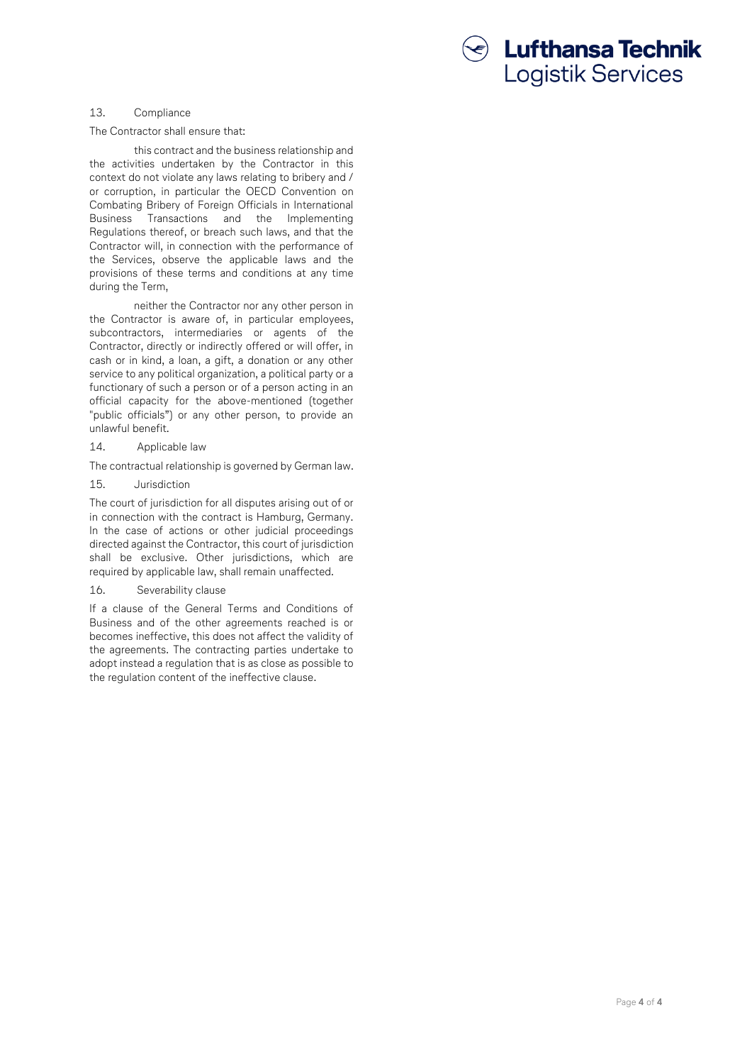## 13. Compliance

The Contractor shall ensure that:

this contract and the business relationship and the activities undertaken by the Contractor in this context do not violate any laws relating to bribery and / or corruption, in particular the OECD Convention on Combating Bribery of Foreign Officials in International Business Transactions and the Implementing Regulations thereof, or breach such laws, and that the Contractor will, in connection with the performance of the Services, observe the applicable laws and the provisions of these terms and conditions at any time during the Term,

neither the Contractor nor any other person in the Contractor is aware of, in particular employees, subcontractors, intermediaries or agents of the Contractor, directly or indirectly offered or will offer, in cash or in kind, a loan, a gift, a donation or any other service to any political organization, a political party or a functionary of such a person or of a person acting in an official capacity for the above-mentioned (together "public officials") or any other person, to provide an unlawful benefit.

## 14. Applicable law

The contractual relationship is governed by German law.

## 15. Jurisdiction

The court of jurisdiction for all disputes arising out of or in connection with the contract is Hamburg, Germany. In the case of actions or other judicial proceedings directed against the Contractor, this court of jurisdiction shall be exclusive. Other jurisdictions, which are required by applicable law, shall remain unaffected.

## 16. Severability clause

If a clause of the General Terms and Conditions of Business and of the other agreements reached is or becomes ineffective, this does not affect the validity of the agreements. The contracting parties undertake to adopt instead a regulation that is as close as possible to the regulation content of the ineffective clause.